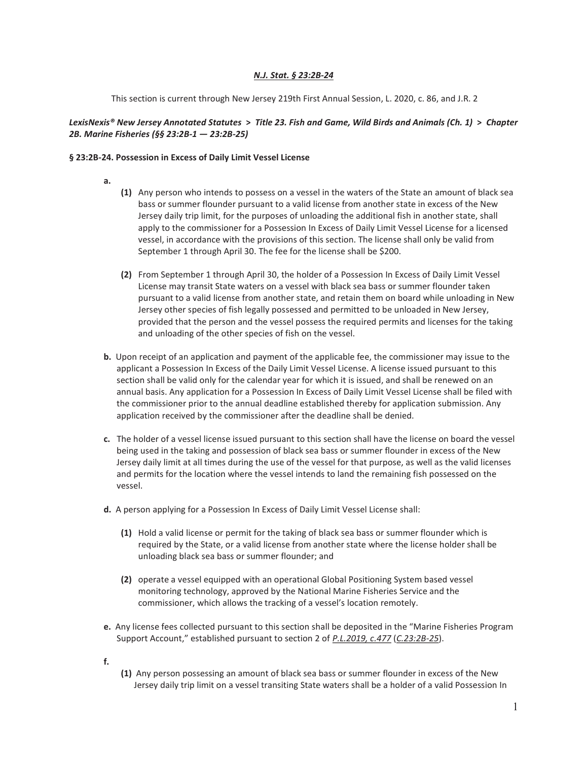***N.J. Stat. § 23:2B-24***

This section is current through New Jersey 219th First Annual Session, L. 2020, c. 86, and J.R. 2

***LexisNexis® New Jersey Annotated Statutes > Title 23. Fish and Game, Wild Birds and Animals (Ch. 1) > Chapter 2B. Marine Fisheries (§§ 23:2B-1 — 23:2B-25)***

**§ 23:2B-24. Possession in Excess of Daily Limit Vessel License**

**a.**

**(1)** Any person who intends to possess on a vessel in the waters of the State an amount of black sea bass or summer flounder pursuant to a valid license from another state in excess of the New Jersey daily trip limit, for the purposes of unloading the additional fish in another state, shall apply to the commissioner for a Possession In Excess of Daily Limit Vessel License for a licensed vessel, in accordance with the provisions of this section. The license shall only be valid from September 1 through April 30. The fee for the license shall be $200.

**(2)** From September 1 through April 30, the holder of a Possession In Excess of Daily Limit Vessel License may transit State waters on a vessel with black sea bass or summer flounder taken pursuant to a valid license from another state, and retain them on board while unloading in New Jersey other species of fish legally possessed and permitted to be unloaded in New Jersey, provided that the person and the vessel possess the required permits and licenses for the taking and unloading of the other species of fish on the vessel.

**b.** Upon receipt of an application and payment of the applicable fee, the commissioner may issue to the applicant a Possession In Excess of the Daily Limit Vessel License. A license issued pursuant to this section shall be valid only for the calendar year for which it is issued, and shall be renewed on an annual basis. Any application for a Possession In Excess of Daily Limit Vessel License shall be filed with the commissioner prior to the annual deadline established thereby for application submission. Any application received by the commissioner after the deadline shall be denied.

**c.** The holder of a vessel license issued pursuant to this section shall have the license on board the vessel being used in the taking and possession of black sea bass or summer flounder in excess of the New Jersey daily limit at all times during the use of the vessel for that purpose, as well as the valid licenses and permits for the location where the vessel intends to land the remaining fish possessed on the vessel.

**d.** A person applying for a Possession In Excess of Daily Limit Vessel License shall:

**(1)** Hold a valid license or permit for the taking of black sea bass or summer flounder which is required by the State, or a valid license from another state where the license holder shall be unloading black sea bass or summer flounder; and

**(2)** operate a vessel equipped with an operational Global Positioning System based vessel monitoring technology, approved by the National Marine Fisheries Service and the commissioner, which allows the tracking of a vessel's location remotely.

**e.** Any license fees collected pursuant to this section shall be deposited in the "Marine Fisheries Program Support Account," established pursuant to section 2 of *P.L.2019, c.477* (*C.23:2B-25*).

**f.**

**(1)** Any person possessing an amount of black sea bass or summer flounder in excess of the New Jersey daily trip limit on a vessel transiting State waters shall be a holder of a valid Possession In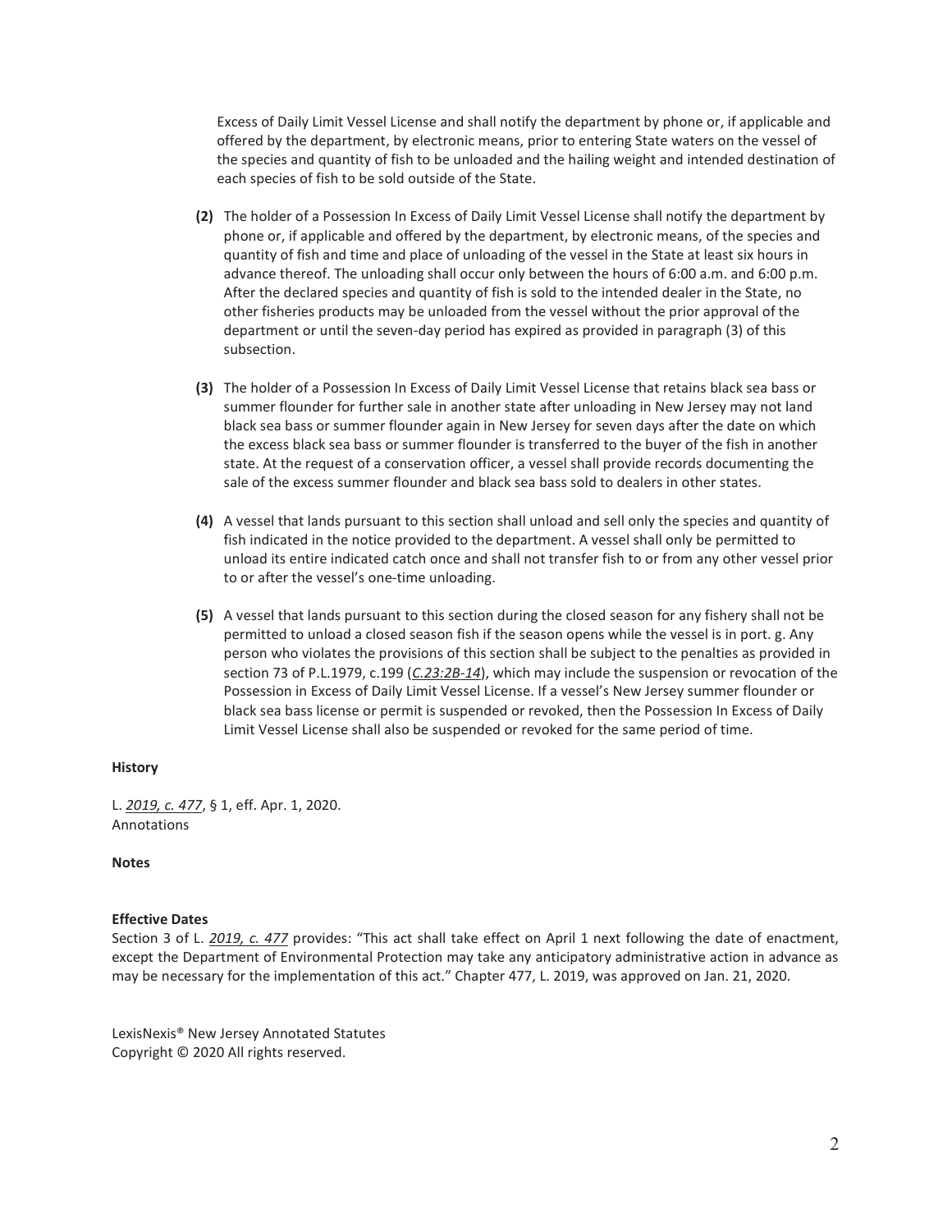Excess of Daily Limit Vessel License and shall notify the department by phone or, if applicable and offered by the department, by electronic means, prior to entering State waters on the vessel of the species and quantity of fish to be unloaded and the hailing weight and intended destination of each species of fish to be sold outside of the State.

**(2)** The holder of a Possession In Excess of Daily Limit Vessel License shall notify the department by phone or, if applicable and offered by the department, by electronic means, of the species and quantity of fish and time and place of unloading of the vessel in the State at least six hours in advance thereof. The unloading shall occur only between the hours of 6:00 a.m. and 6:00 p.m. After the declared species and quantity of fish is sold to the intended dealer in the State, no other fisheries products may be unloaded from the vessel without the prior approval of the department or until the seven-day period has expired as provided in paragraph (3) of this subsection.

**(3)** The holder of a Possession In Excess of Daily Limit Vessel License that retains black sea bass or summer flounder for further sale in another state after unloading in New Jersey may not land black sea bass or summer flounder again in New Jersey for seven days after the date on which the excess black sea bass or summer flounder is transferred to the buyer of the fish in another state. At the request of a conservation officer, a vessel shall provide records documenting the sale of the excess summer flounder and black sea bass sold to dealers in other states.

**(4)** A vessel that lands pursuant to this section shall unload and sell only the species and quantity of fish indicated in the notice provided to the department. A vessel shall only be permitted to unload its entire indicated catch once and shall not transfer fish to or from any other vessel prior to or after the vessel's one-time unloading.

**(5)** A vessel that lands pursuant to this section during the closed season for any fishery shall not be permitted to unload a closed season fish if the season opens while the vessel is in port. g. Any person who violates the provisions of this section shall be subject to the penalties as provided in section 73 of P.L.1979, c.199 (*C.23:2B-14*), which may include the suspension or revocation of the Possession in Excess of Daily Limit Vessel License. If a vessel's New Jersey summer flounder or black sea bass license or permit is suspended or revoked, then the Possession In Excess of Daily Limit Vessel License shall also be suspended or revoked for the same period of time.

**History**

L. *2019, c. 477*, § 1, eff. Apr. 1, 2020.
Annotations

**Notes**

**Effective Dates**

Section 3 of L. *2019, c. 477* provides: "This act shall take effect on April 1 next following the date of enactment, except the Department of Environmental Protection may take any anticipatory administrative action in advance as may be necessary for the implementation of this act." Chapter 477, L. 2019, was approved on Jan. 21, 2020.

LexisNexis® New Jersey Annotated Statutes
Copyright © 2020 All rights reserved.